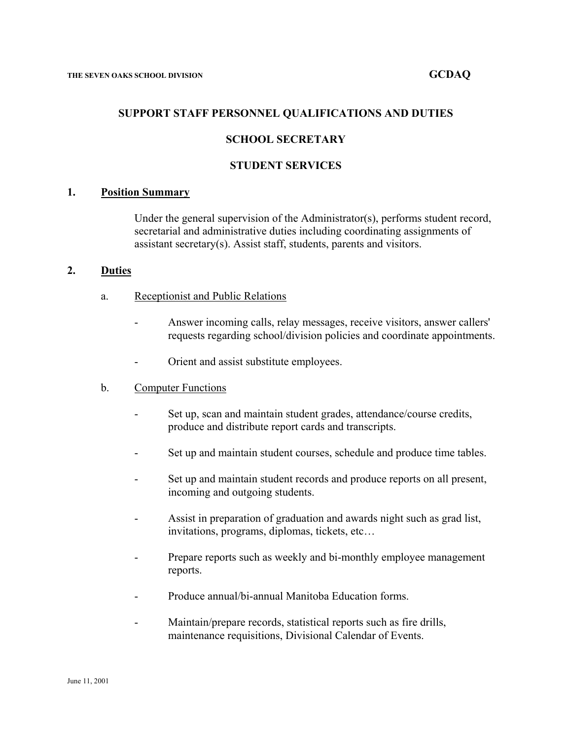THE SEVEN OAKS SCHOOL DIVISION **GCDAQ**

# SUPPORT STAFF PERSONNEL QUALIFICATIONS AND DUTIES

## SCHOOL SECRETARY

## STUDENT SERVICES

**1. Position Summary**

Under the general supervision of the Administrator(s), performs student record, secretarial and administrative duties including coordinating assignments of assistant secretary(s). Assist staff, students, parents and visitors.

**2. Duties**

a. Receptionist and Public Relations

- Answer incoming calls, relay messages, receive visitors, answer callers' requests regarding school/division policies and coordinate appointments.
- Orient and assist substitute employees.

b. Computer Functions

- Set up, scan and maintain student grades, attendance/course credits, produce and distribute report cards and transcripts.
- Set up and maintain student courses, schedule and produce time tables.
- Set up and maintain student records and produce reports on all present, incoming and outgoing students.
- Assist in preparation of graduation and awards night such as grad list, invitations, programs, diplomas, tickets, etc…
- Prepare reports such as weekly and bi-monthly employee management reports.
- Produce annual/bi-annual Manitoba Education forms.
- Maintain/prepare records, statistical reports such as fire drills, maintenance requisitions, Divisional Calendar of Events.

June 11, 2001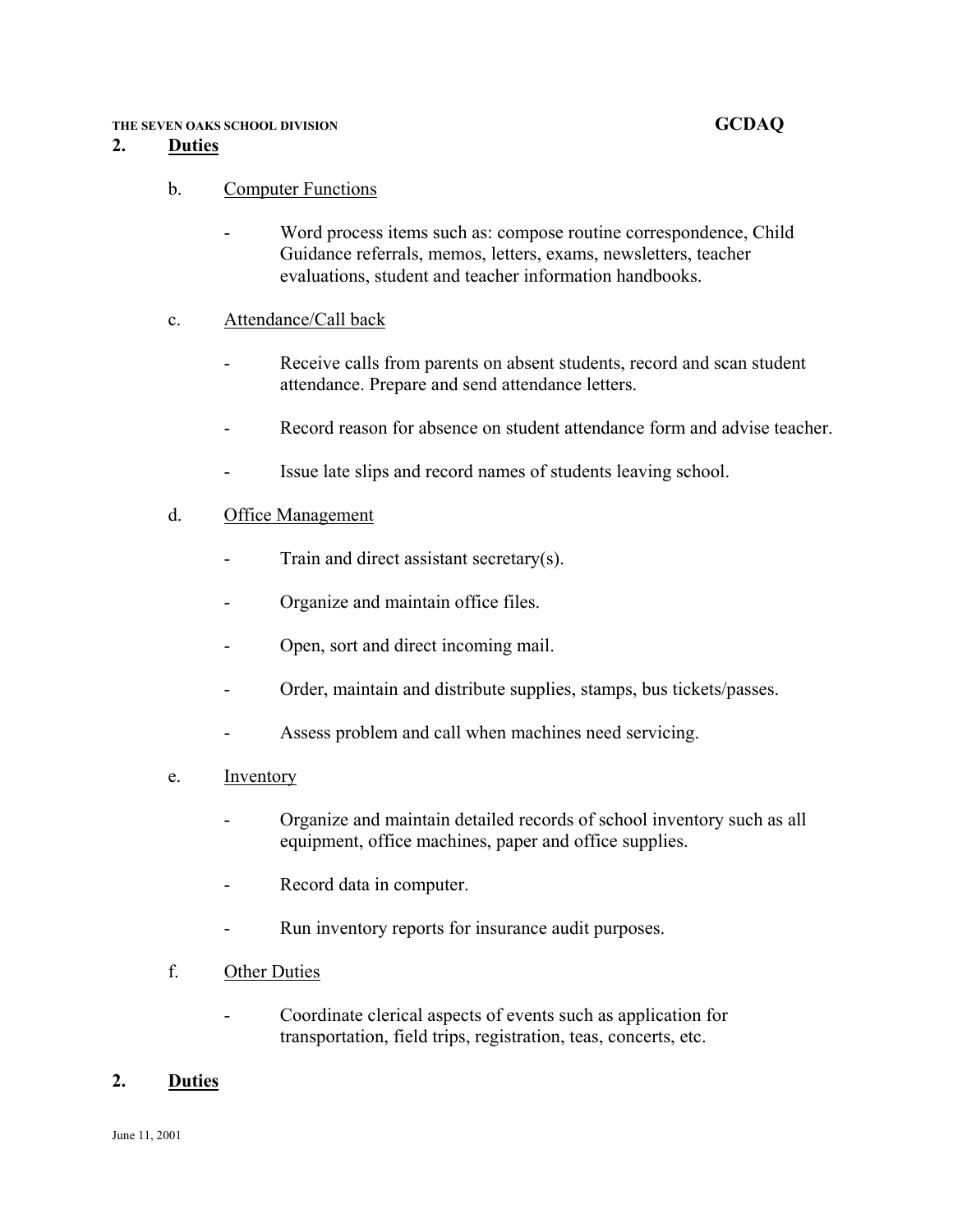## 2. Duties

b. Computer Functions

- Word process items such as: compose routine correspondence, Child Guidance referrals, memos, letters, exams, newsletters, teacher evaluations, student and teacher information handbooks.

c. Attendance/Call back

- Receive calls from parents on absent students, record and scan student attendance. Prepare and send attendance letters.
- Record reason for absence on student attendance form and advise teacher.
- Issue late slips and record names of students leaving school.

d. Office Management

- Train and direct assistant secretary(s).
- Organize and maintain office files.
- Open, sort and direct incoming mail.
- Order, maintain and distribute supplies, stamps, bus tickets/passes.
- Assess problem and call when machines need servicing.

e. Inventory

- Organize and maintain detailed records of school inventory such as all equipment, office machines, paper and office supplies.
- Record data in computer.
- Run inventory reports for insurance audit purposes.

f. Other Duties

- Coordinate clerical aspects of events such as application for transportation, field trips, registration, teas, concerts, etc.

## 2. Duties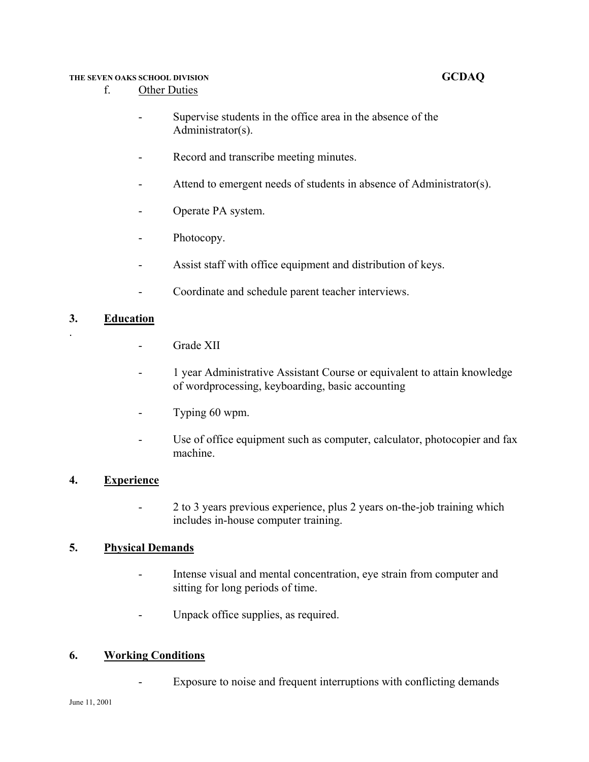f. Other Duties

- Supervise students in the office area in the absence of the Administrator(s).
- Record and transcribe meeting minutes.
- Attend to emergent needs of students in absence of Administrator(s).
- Operate PA system.
- Photocopy.
- Assist staff with office equipment and distribution of keys.
- Coordinate and schedule parent teacher interviews.

## 3. Education

- Grade XII
- 1 year Administrative Assistant Course or equivalent to attain knowledge of wordprocessing, keyboarding, basic accounting
- Typing 60 wpm.
- Use of office equipment such as computer, calculator, photocopier and fax machine.

## 4. Experience

- 2 to 3 years previous experience, plus 2 years on-the-job training which includes in-house computer training.

## 5. Physical Demands

- Intense visual and mental concentration, eye strain from computer and sitting for long periods of time.
- Unpack office supplies, as required.

## 6. Working Conditions

- Exposure to noise and frequent interruptions with conflicting demands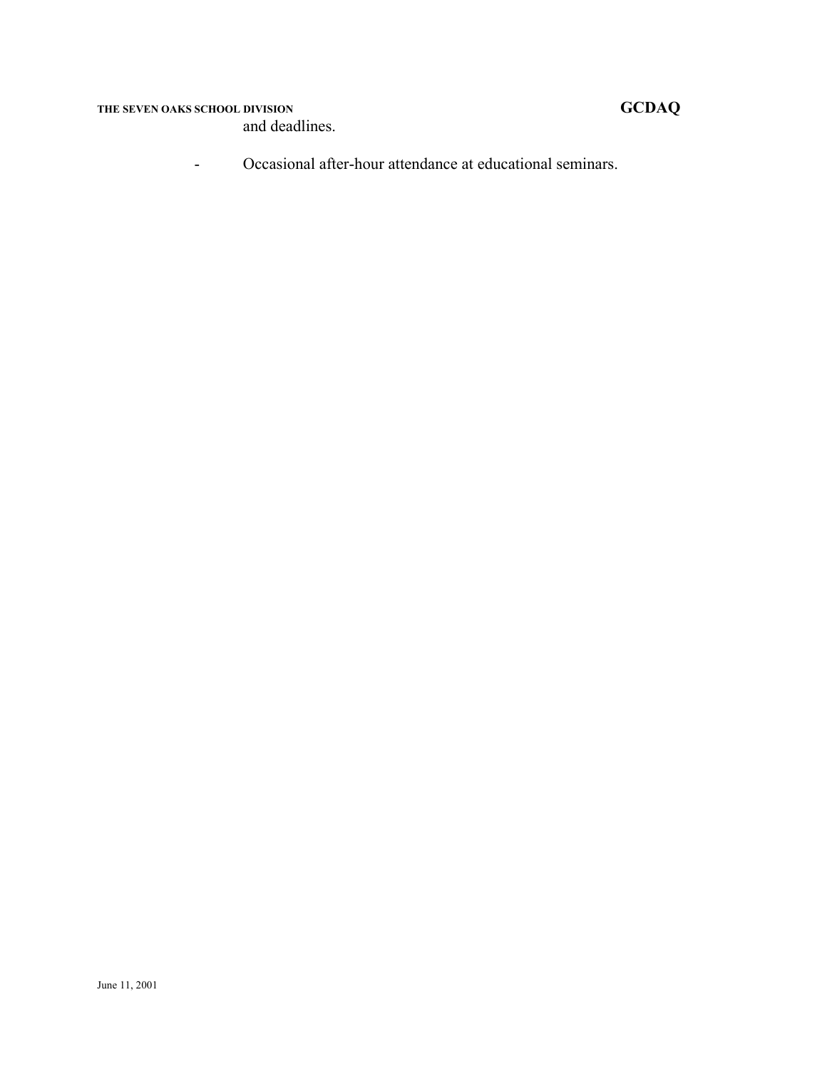and deadlines.

- Occasional after-hour attendance at educational seminars.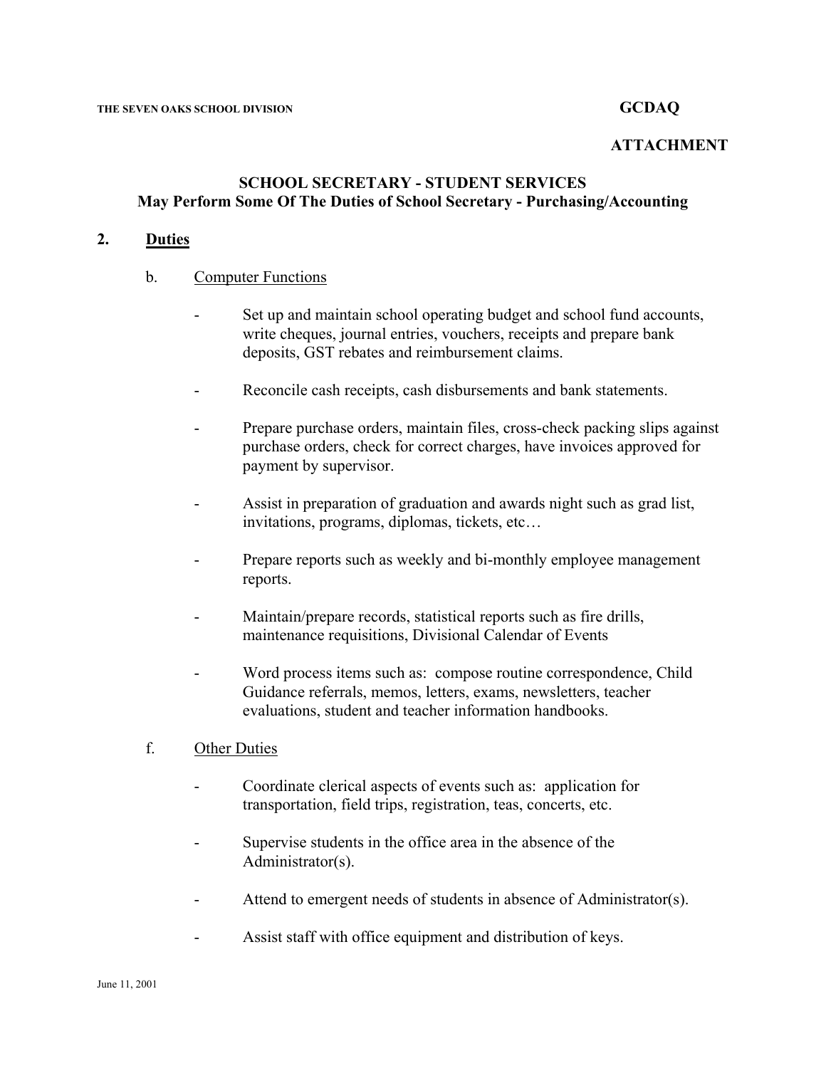THE SEVEN OAKS SCHOOL DIVISION **GCDAQ**

**ATTACHMENT**

## SCHOOL SECRETARY - STUDENT SERVICES
### May Perform Some Of The Duties of School Secretary - Purchasing/Accounting

**2. Duties**

b. Computer Functions

- Set up and maintain school operating budget and school fund accounts, write cheques, journal entries, vouchers, receipts and prepare bank deposits, GST rebates and reimbursement claims.
- Reconcile cash receipts, cash disbursements and bank statements.
- Prepare purchase orders, maintain files, cross-check packing slips against purchase orders, check for correct charges, have invoices approved for payment by supervisor.
- Assist in preparation of graduation and awards night such as grad list, invitations, programs, diplomas, tickets, etc…
- Prepare reports such as weekly and bi-monthly employee management reports.
- Maintain/prepare records, statistical reports such as fire drills, maintenance requisitions, Divisional Calendar of Events
- Word process items such as: compose routine correspondence, Child Guidance referrals, memos, letters, exams, newsletters, teacher evaluations, student and teacher information handbooks.

f. Other Duties

- Coordinate clerical aspects of events such as: application for transportation, field trips, registration, teas, concerts, etc.
- Supervise students in the office area in the absence of the Administrator(s).
- Attend to emergent needs of students in absence of Administrator(s).
- Assist staff with office equipment and distribution of keys.

June 11, 2001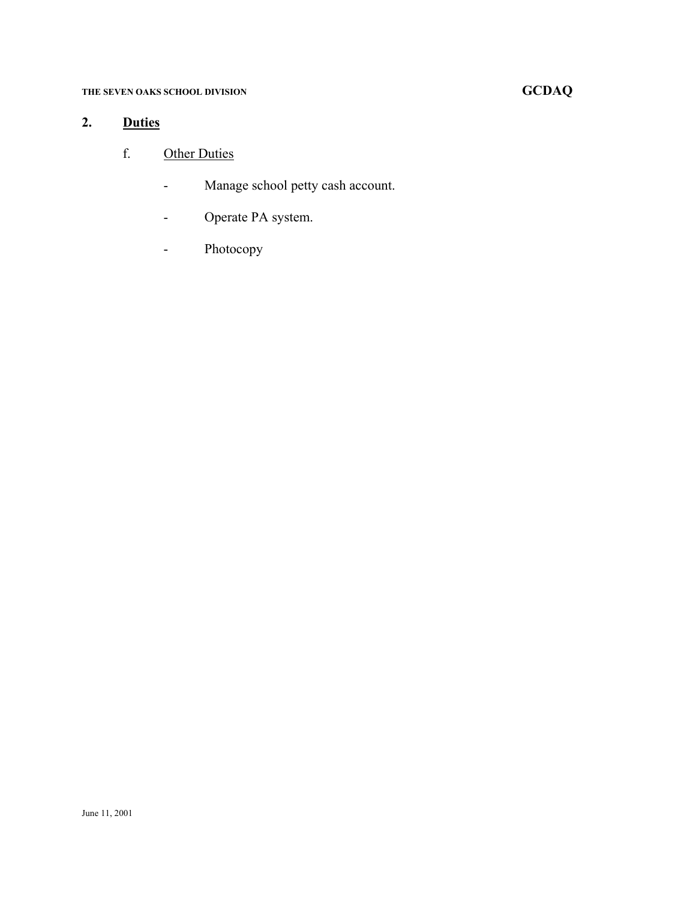## 2. Duties

### f. Other Duties

- Manage school petty cash account.
- Operate PA system.
- Photocopy